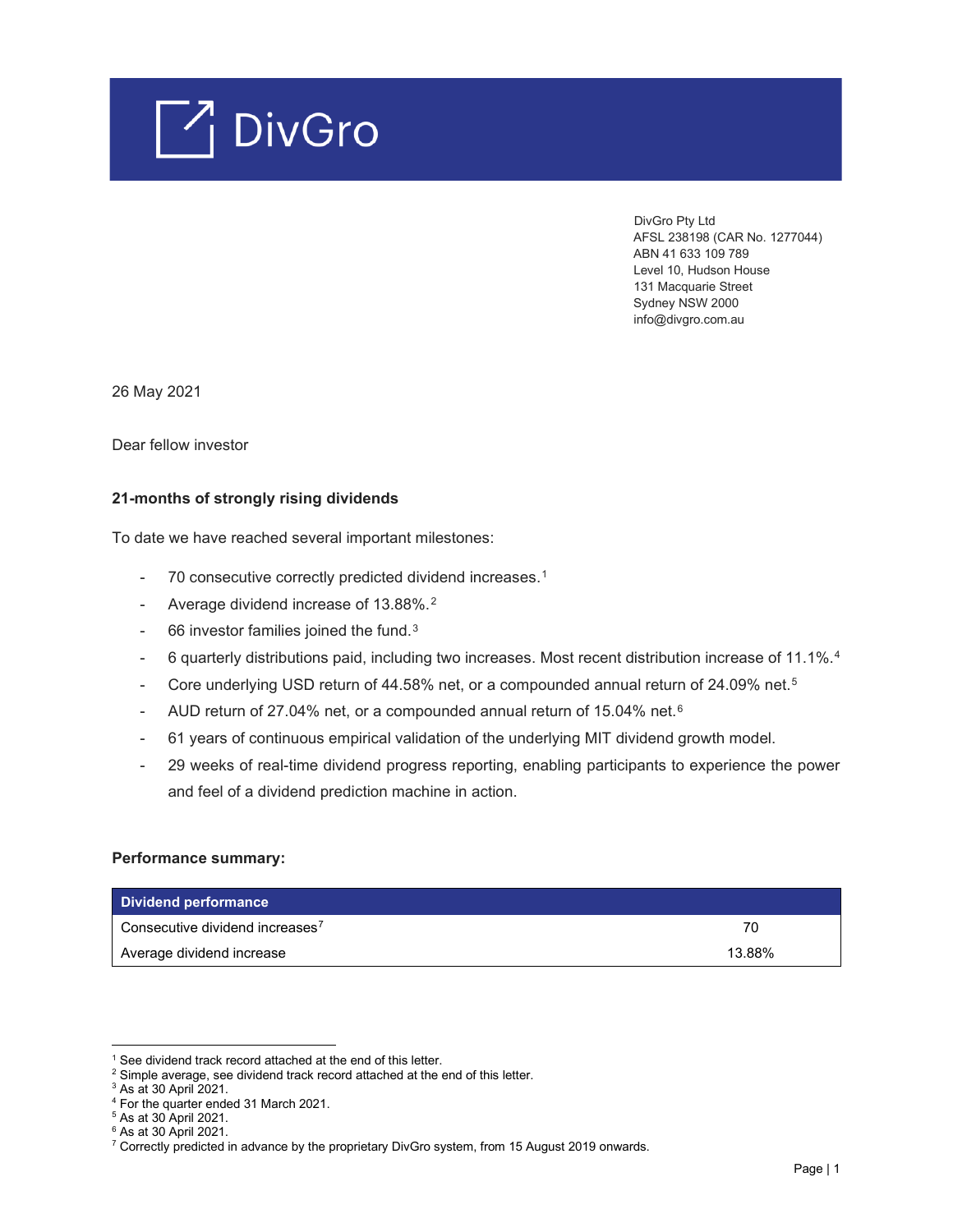# DivGro

DivGro Pty Ltd
AFSL 238198 (CAR No. 1277044)
ABN 41 633 109 789
Level 10, Hudson House
131 Macquarie Street
Sydney NSW 2000
info@divgro.com.au

26 May 2021

Dear fellow investor

**21-months of strongly rising dividends**

To date we have reached several important milestones:

- 70 consecutive correctly predicted dividend increases.[1]
- Average dividend increase of 13.88%.[2]
- 66 investor families joined the fund.[3]
- 6 quarterly distributions paid, including two increases. Most recent distribution increase of 11.1%.[4]
- Core underlying USD return of 44.58% net, or a compounded annual return of 24.09% net.[5]
- AUD return of 27.04% net, or a compounded annual return of 15.04% net.[6]
- 61 years of continuous empirical validation of the underlying MIT dividend growth model.
- 29 weeks of real-time dividend progress reporting, enabling participants to experience the power and feel of a dividend prediction machine in action.

**Performance summary:**

| Dividend performance | |
|---|---|
| Consecutive dividend increases[7] | 70 |
| Average dividend increase | 13.88% |

[1] See dividend track record attached at the end of this letter.
[2] Simple average, see dividend track record attached at the end of this letter.
[3] As at 30 April 2021.
[4] For the quarter ended 31 March 2021.
[5] As at 30 April 2021.
[6] As at 30 April 2021.
[7] Correctly predicted in advance by the proprietary DivGro system, from 15 August 2019 onwards.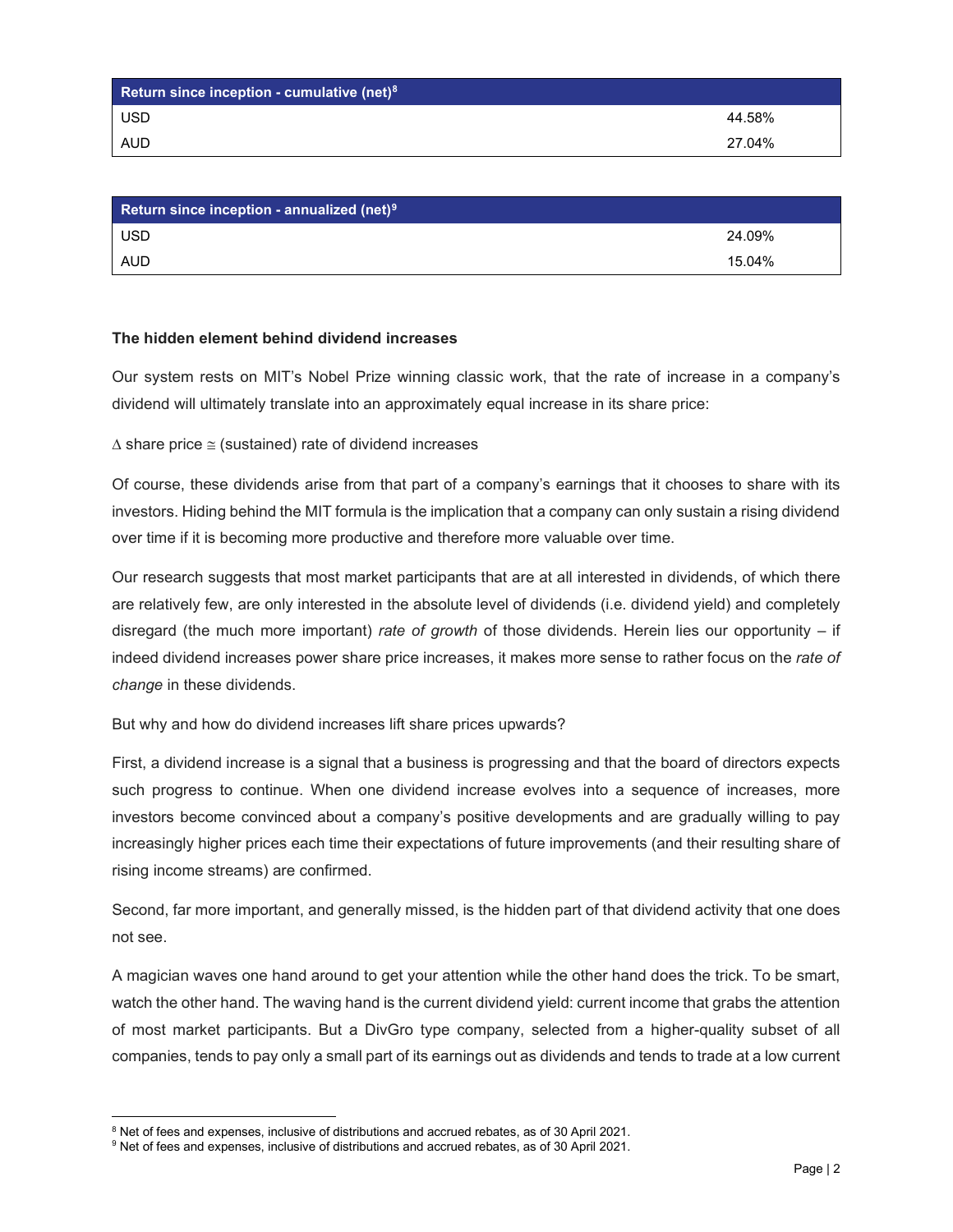| Return since inception - cumulative (net)[8] | |
|---|---|
| USD | 44.58% |
| AUD | 27.04% |

| Return since inception - annualized (net)[9] | |
|---|---|
| USD | 24.09% |
| AUD | 15.04% |

**The hidden element behind dividend increases**

Our system rests on MIT's Nobel Prize winning classic work, that the rate of increase in a company's dividend will ultimately translate into an approximately equal increase in its share price:

$\Delta$ share price $\cong$ (sustained) rate of dividend increases

Of course, these dividends arise from that part of a company's earnings that it chooses to share with its investors. Hiding behind the MIT formula is the implication that a company can only sustain a rising dividend over time if it is becoming more productive and therefore more valuable over time.

Our research suggests that most market participants that are at all interested in dividends, of which there are relatively few, are only interested in the absolute level of dividends (i.e. dividend yield) and completely disregard (the much more important) *rate of growth* of those dividends. Herein lies our opportunity – if indeed dividend increases power share price increases, it makes more sense to rather focus on the *rate of change* in these dividends.

But why and how do dividend increases lift share prices upwards?

First, a dividend increase is a signal that a business is progressing and that the board of directors expects such progress to continue. When one dividend increase evolves into a sequence of increases, more investors become convinced about a company's positive developments and are gradually willing to pay increasingly higher prices each time their expectations of future improvements (and their resulting share of rising income streams) are confirmed.

Second, far more important, and generally missed, is the hidden part of that dividend activity that one does not see.

A magician waves one hand around to get your attention while the other hand does the trick. To be smart, watch the other hand. The waving hand is the current dividend yield: current income that grabs the attention of most market participants. But a DivGro type company, selected from a higher-quality subset of all companies, tends to pay only a small part of its earnings out as dividends and tends to trade at a low current

[8] Net of fees and expenses, inclusive of distributions and accrued rebates, as of 30 April 2021.

[9] Net of fees and expenses, inclusive of distributions and accrued rebates, as of 30 April 2021.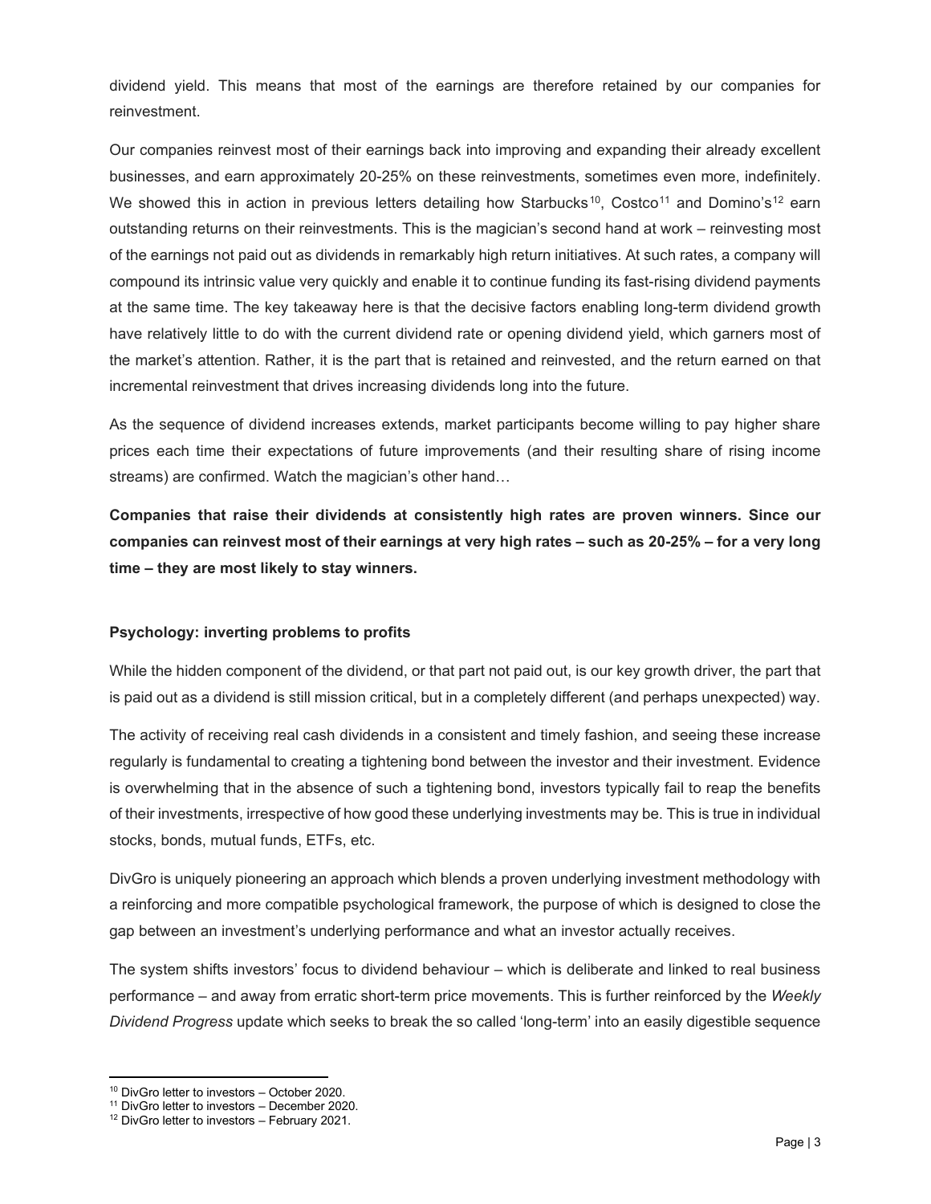dividend yield. This means that most of the earnings are therefore retained by our companies for reinvestment.

Our companies reinvest most of their earnings back into improving and expanding their already excellent businesses, and earn approximately 20-25% on these reinvestments, sometimes even more, indefinitely. We showed this in action in previous letters detailing how Starbucks[10], Costco[11] and Domino's[12] earn outstanding returns on their reinvestments. This is the magician's second hand at work – reinvesting most of the earnings not paid out as dividends in remarkably high return initiatives. At such rates, a company will compound its intrinsic value very quickly and enable it to continue funding its fast-rising dividend payments at the same time. The key takeaway here is that the decisive factors enabling long-term dividend growth have relatively little to do with the current dividend rate or opening dividend yield, which garners most of the market's attention. Rather, it is the part that is retained and reinvested, and the return earned on that incremental reinvestment that drives increasing dividends long into the future.

As the sequence of dividend increases extends, market participants become willing to pay higher share prices each time their expectations of future improvements (and their resulting share of rising income streams) are confirmed. Watch the magician's other hand…

**Companies that raise their dividends at consistently high rates are proven winners. Since our companies can reinvest most of their earnings at very high rates – such as 20-25% – for a very long time – they are most likely to stay winners.**

### Psychology: inverting problems to profits

While the hidden component of the dividend, or that part not paid out, is our key growth driver, the part that is paid out as a dividend is still mission critical, but in a completely different (and perhaps unexpected) way.

The activity of receiving real cash dividends in a consistent and timely fashion, and seeing these increase regularly is fundamental to creating a tightening bond between the investor and their investment. Evidence is overwhelming that in the absence of such a tightening bond, investors typically fail to reap the benefits of their investments, irrespective of how good these underlying investments may be. This is true in individual stocks, bonds, mutual funds, ETFs, etc.

DivGro is uniquely pioneering an approach which blends a proven underlying investment methodology with a reinforcing and more compatible psychological framework, the purpose of which is designed to close the gap between an investment's underlying performance and what an investor actually receives.

The system shifts investors' focus to dividend behaviour – which is deliberate and linked to real business performance – and away from erratic short-term price movements. This is further reinforced by the *Weekly Dividend Progress* update which seeks to break the so called 'long-term' into an easily digestible sequence

---

[10] DivGro letter to investors – October 2020.

[11] DivGro letter to investors – December 2020.

[12] DivGro letter to investors – February 2021.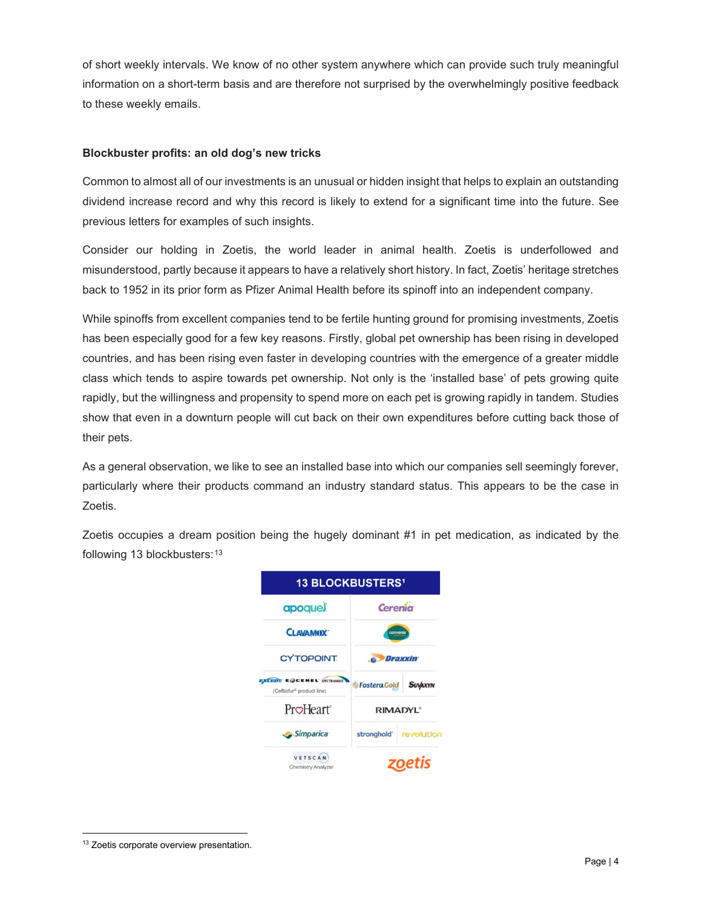of short weekly intervals. We know of no other system anywhere which can provide such truly meaningful information on a short-term basis and are therefore not surprised by the overwhelmingly positive feedback to these weekly emails.

**Blockbuster profits: an old dog's new tricks**

Common to almost all of our investments is an unusual or hidden insight that helps to explain an outstanding dividend increase record and why this record is likely to extend for a significant time into the future. See previous letters for examples of such insights.

Consider our holding in Zoetis, the world leader in animal health. Zoetis is underfollowed and misunderstood, partly because it appears to have a relatively short history. In fact, Zoetis' heritage stretches back to 1952 in its prior form as Pfizer Animal Health before its spinoff into an independent company.

While spinoffs from excellent companies tend to be fertile hunting ground for promising investments, Zoetis has been especially good for a few key reasons. Firstly, global pet ownership has been rising in developed countries, and has been rising even faster in developing countries with the emergence of a greater middle class which tends to aspire towards pet ownership. Not only is the 'installed base' of pets growing quite rapidly, but the willingness and propensity to spend more on each pet is growing rapidly in tandem. Studies show that even in a downturn people will cut back on their own expenditures before cutting back those of their pets.

As a general observation, we like to see an installed base into which our companies sell seemingly forever, particularly where their products command an industry standard status. This appears to be the case in Zoetis.

Zoetis occupies a dream position being the hugely dominant #1 in pet medication, as indicated by the following 13 blockbusters:[13]

| 13 BLOCKBUSTERS[1] | |
|---|---|
| apoquel | Cerenia |
| Clavamox | convenia |
| Cytopoint | Draxxin |
| Excede, Excenel, Spectramast (Ceftiofur® product line) | Fostera Gold, Suvaxyn |
| ProHeart | Rimadyl |
| Simparica | stronghold, revolution |
| Vetscan Chemistry Analyzer | zoetis |

[13] Zoetis corporate overview presentation.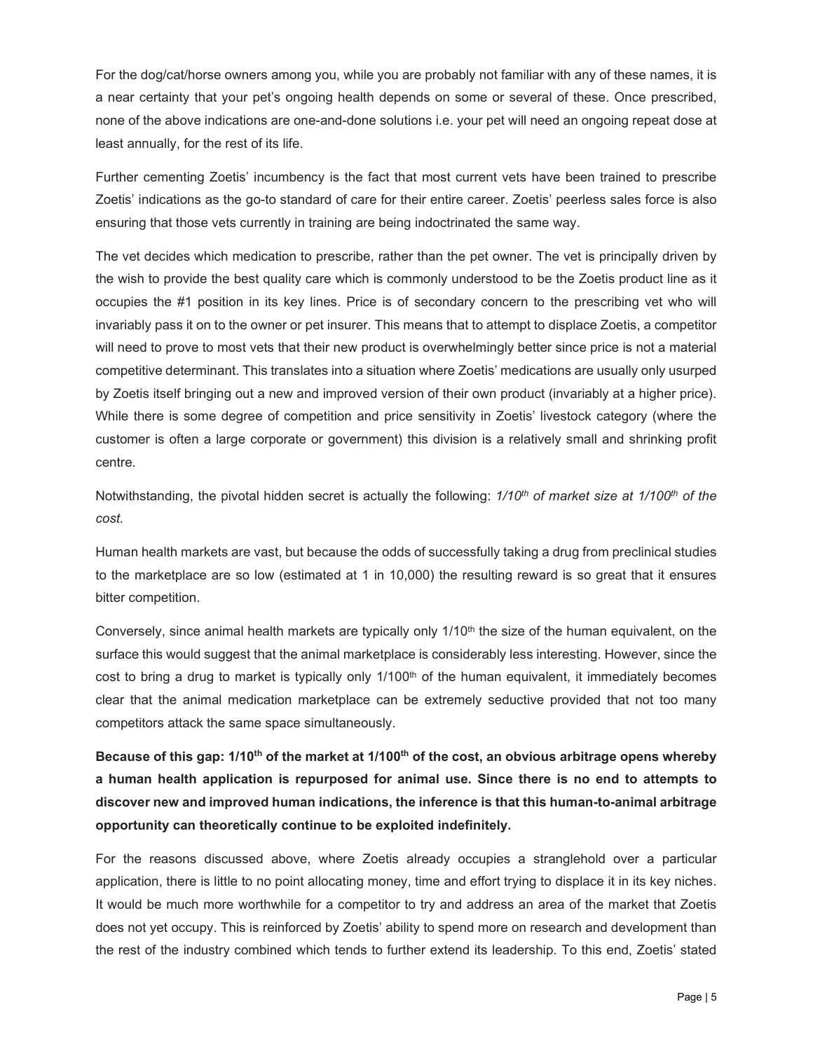For the dog/cat/horse owners among you, while you are probably not familiar with any of these names, it is a near certainty that your pet's ongoing health depends on some or several of these. Once prescribed, none of the above indications are one-and-done solutions i.e. your pet will need an ongoing repeat dose at least annually, for the rest of its life.

Further cementing Zoetis' incumbency is the fact that most current vets have been trained to prescribe Zoetis' indications as the go-to standard of care for their entire career. Zoetis' peerless sales force is also ensuring that those vets currently in training are being indoctrinated the same way.

The vet decides which medication to prescribe, rather than the pet owner. The vet is principally driven by the wish to provide the best quality care which is commonly understood to be the Zoetis product line as it occupies the #1 position in its key lines. Price is of secondary concern to the prescribing vet who will invariably pass it on to the owner or pet insurer. This means that to attempt to displace Zoetis, a competitor will need to prove to most vets that their new product is overwhelmingly better since price is not a material competitive determinant. This translates into a situation where Zoetis' medications are usually only usurped by Zoetis itself bringing out a new and improved version of their own product (invariably at a higher price). While there is some degree of competition and price sensitivity in Zoetis' livestock category (where the customer is often a large corporate or government) this division is a relatively small and shrinking profit centre.

Notwithstanding, the pivotal hidden secret is actually the following: *1/10th of market size at 1/100th of the cost.*

Human health markets are vast, but because the odds of successfully taking a drug from preclinical studies to the marketplace are so low (estimated at 1 in 10,000) the resulting reward is so great that it ensures bitter competition.

Conversely, since animal health markets are typically only 1/10th the size of the human equivalent, on the surface this would suggest that the animal marketplace is considerably less interesting. However, since the cost to bring a drug to market is typically only 1/100th of the human equivalent, it immediately becomes clear that the animal medication marketplace can be extremely seductive provided that not too many competitors attack the same space simultaneously.

**Because of this gap: 1/10th of the market at 1/100th of the cost, an obvious arbitrage opens whereby a human health application is repurposed for animal use. Since there is no end to attempts to discover new and improved human indications, the inference is that this human-to-animal arbitrage opportunity can theoretically continue to be exploited indefinitely.**

For the reasons discussed above, where Zoetis already occupies a stranglehold over a particular application, there is little to no point allocating money, time and effort trying to displace it in its key niches. It would be much more worthwhile for a competitor to try and address an area of the market that Zoetis does not yet occupy. This is reinforced by Zoetis' ability to spend more on research and development than the rest of the industry combined which tends to further extend its leadership. To this end, Zoetis' stated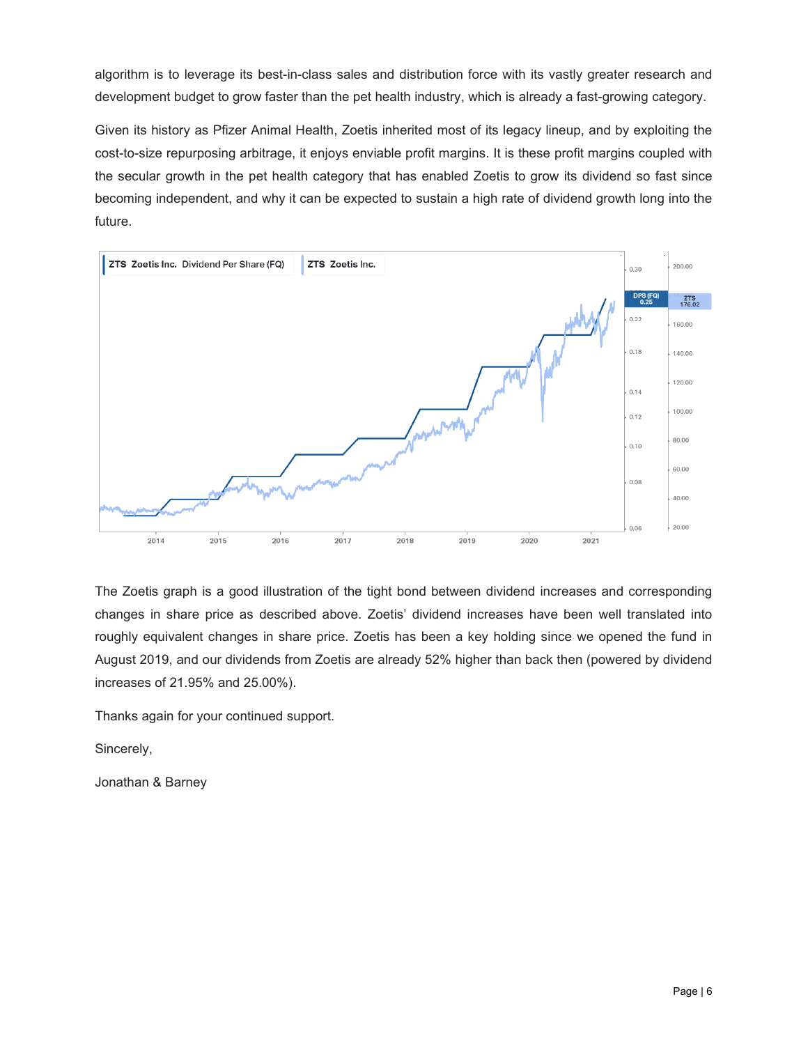algorithm is to leverage its best-in-class sales and distribution force with its vastly greater research and development budget to grow faster than the pet health industry, which is already a fast-growing category.

Given its history as Pfizer Animal Health, Zoetis inherited most of its legacy lineup, and by exploiting the cost-to-size repurposing arbitrage, it enjoys enviable profit margins. It is these profit margins coupled with the secular growth in the pet health category that has enabled Zoetis to grow its dividend so fast since becoming independent, and why it can be expected to sustain a high rate of dividend growth long into the future.

The Zoetis graph is a good illustration of the tight bond between dividend increases and corresponding changes in share price as described above. Zoetis' dividend increases have been well translated into roughly equivalent changes in share price. Zoetis has been a key holding since we opened the fund in August 2019, and our dividends from Zoetis are already 52% higher than back then (powered by dividend increases of 21.95% and 25.00%).

Thanks again for your continued support.

Sincerely,

Jonathan & Barney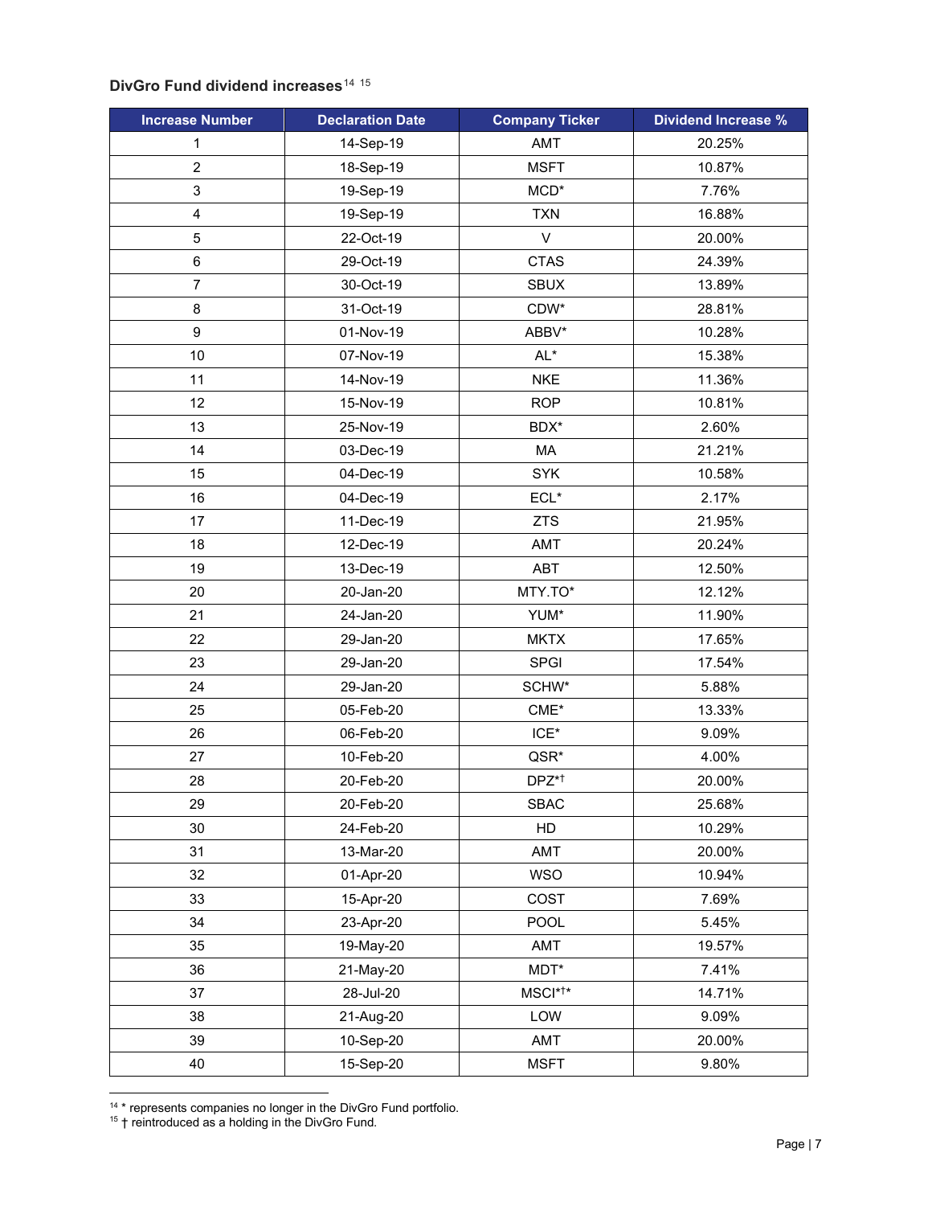### DivGro Fund dividend increases[14] [15]

| Increase Number | Declaration Date | Company Ticker | Dividend Increase % |
|---|---|---|---|
| 1 | 14-Sep-19 | AMT | 20.25% |
| 2 | 18-Sep-19 | MSFT | 10.87% |
| 3 | 19-Sep-19 | MCD* | 7.76% |
| 4 | 19-Sep-19 | TXN | 16.88% |
| 5 | 22-Oct-19 | V | 20.00% |
| 6 | 29-Oct-19 | CTAS | 24.39% |
| 7 | 30-Oct-19 | SBUX | 13.89% |
| 8 | 31-Oct-19 | CDW* | 28.81% |
| 9 | 01-Nov-19 | ABBV* | 10.28% |
| 10 | 07-Nov-19 | AL* | 15.38% |
| 11 | 14-Nov-19 | NKE | 11.36% |
| 12 | 15-Nov-19 | ROP | 10.81% |
| 13 | 25-Nov-19 | BDX* | 2.60% |
| 14 | 03-Dec-19 | MA | 21.21% |
| 15 | 04-Dec-19 | SYK | 10.58% |
| 16 | 04-Dec-19 | ECL* | 2.17% |
| 17 | 11-Dec-19 | ZTS | 21.95% |
| 18 | 12-Dec-19 | AMT | 20.24% |
| 19 | 13-Dec-19 | ABT | 12.50% |
| 20 | 20-Jan-20 | MTY.TO* | 12.12% |
| 21 | 24-Jan-20 | YUM* | 11.90% |
| 22 | 29-Jan-20 | MKTX | 17.65% |
| 23 | 29-Jan-20 | SPGI | 17.54% |
| 24 | 29-Jan-20 | SCHW* | 5.88% |
| 25 | 05-Feb-20 | CME* | 13.33% |
| 26 | 06-Feb-20 | ICE* | 9.09% |
| 27 | 10-Feb-20 | QSR* | 4.00% |
| 28 | 20-Feb-20 | DPZ*† | 20.00% |
| 29 | 20-Feb-20 | SBAC | 25.68% |
| 30 | 24-Feb-20 | HD | 10.29% |
| 31 | 13-Mar-20 | AMT | 20.00% |
| 32 | 01-Apr-20 | WSO | 10.94% |
| 33 | 15-Apr-20 | COST | 7.69% |
| 34 | 23-Apr-20 | POOL | 5.45% |
| 35 | 19-May-20 | AMT | 19.57% |
| 36 | 21-May-20 | MDT* | 7.41% |
| 37 | 28-Jul-20 | MSCI*†* | 14.71% |
| 38 | 21-Aug-20 | LOW | 9.09% |
| 39 | 10-Sep-20 | AMT | 20.00% |
| 40 | 15-Sep-20 | MSFT | 9.80% |

[14] * represents companies no longer in the DivGro Fund portfolio.
[15] † reintroduced as a holding in the DivGro Fund.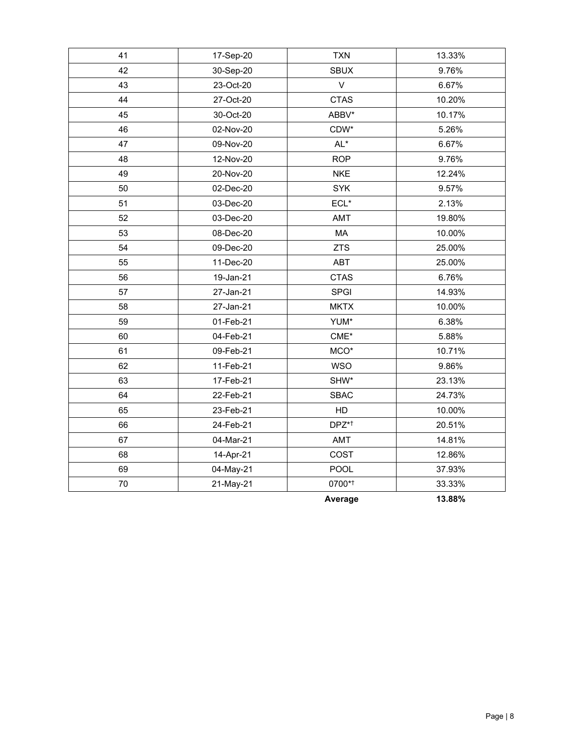| | | | |
|---|---|---|---|
| 41 | 17-Sep-20 | TXN | 13.33% |
| 42 | 30-Sep-20 | SBUX | 9.76% |
| 43 | 23-Oct-20 | V | 6.67% |
| 44 | 27-Oct-20 | CTAS | 10.20% |
| 45 | 30-Oct-20 | ABBV* | 10.17% |
| 46 | 02-Nov-20 | CDW* | 5.26% |
| 47 | 09-Nov-20 | AL* | 6.67% |
| 48 | 12-Nov-20 | ROP | 9.76% |
| 49 | 20-Nov-20 | NKE | 12.24% |
| 50 | 02-Dec-20 | SYK | 9.57% |
| 51 | 03-Dec-20 | ECL* | 2.13% |
| 52 | 03-Dec-20 | AMT | 19.80% |
| 53 | 08-Dec-20 | MA | 10.00% |
| 54 | 09-Dec-20 | ZTS | 25.00% |
| 55 | 11-Dec-20 | ABT | 25.00% |
| 56 | 19-Jan-21 | CTAS | 6.76% |
| 57 | 27-Jan-21 | SPGI | 14.93% |
| 58 | 27-Jan-21 | MKTX | 10.00% |
| 59 | 01-Feb-21 | YUM* | 6.38% |
| 60 | 04-Feb-21 | CME* | 5.88% |
| 61 | 09-Feb-21 | MCO* | 10.71% |
| 62 | 11-Feb-21 | WSO | 9.86% |
| 63 | 17-Feb-21 | SHW* | 23.13% |
| 64 | 22-Feb-21 | SBAC | 24.73% |
| 65 | 23-Feb-21 | HD | 10.00% |
| 66 | 24-Feb-21 | DPZ*† | 20.51% |
| 67 | 04-Mar-21 | AMT | 14.81% |
| 68 | 14-Apr-21 | COST | 12.86% |
| 69 | 04-May-21 | POOL | 37.93% |
| 70 | 21-May-21 | 0700*† | 33.33% |
| | | **Average** | **13.88%** |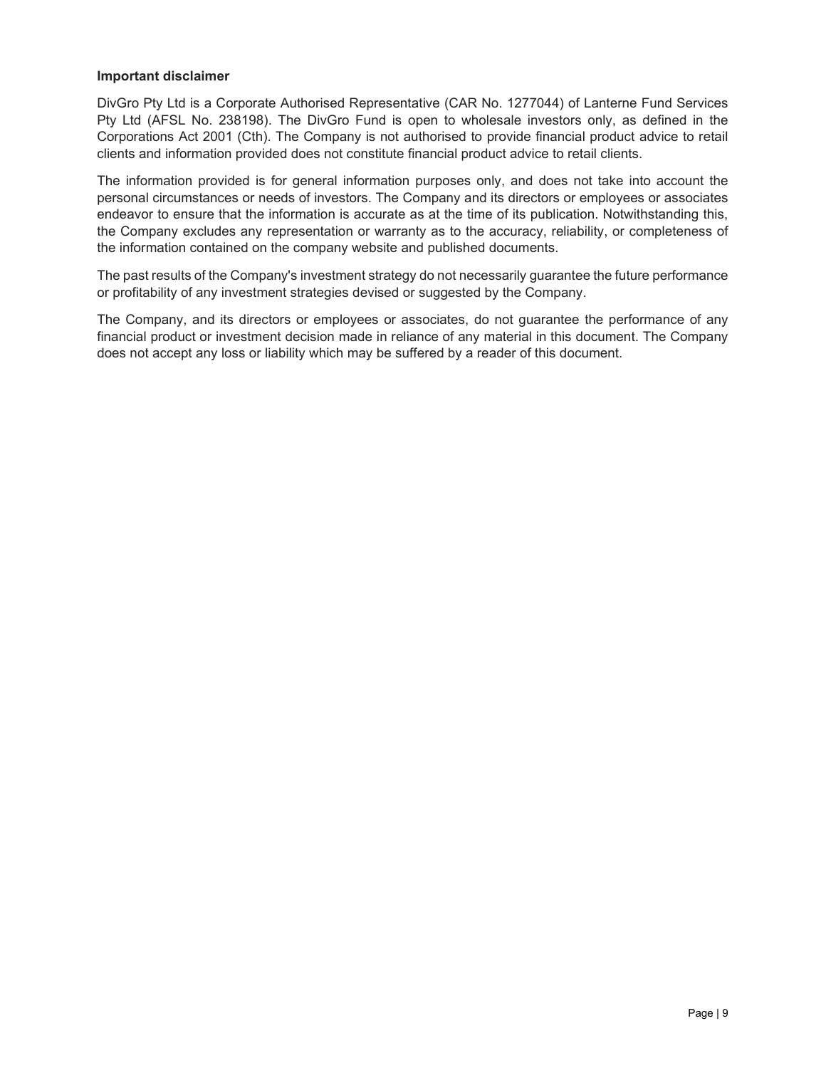**Important disclaimer**

DivGro Pty Ltd is a Corporate Authorised Representative (CAR No. 1277044) of Lanterne Fund Services Pty Ltd (AFSL No. 238198). The DivGro Fund is open to wholesale investors only, as defined in the Corporations Act 2001 (Cth). The Company is not authorised to provide financial product advice to retail clients and information provided does not constitute financial product advice to retail clients.

The information provided is for general information purposes only, and does not take into account the personal circumstances or needs of investors. The Company and its directors or employees or associates endeavor to ensure that the information is accurate as at the time of its publication. Notwithstanding this, the Company excludes any representation or warranty as to the accuracy, reliability, or completeness of the information contained on the company website and published documents.

The past results of the Company's investment strategy do not necessarily guarantee the future performance or profitability of any investment strategies devised or suggested by the Company.

The Company, and its directors or employees or associates, do not guarantee the performance of any financial product or investment decision made in reliance of any material in this document. The Company does not accept any loss or liability which may be suffered by a reader of this document.